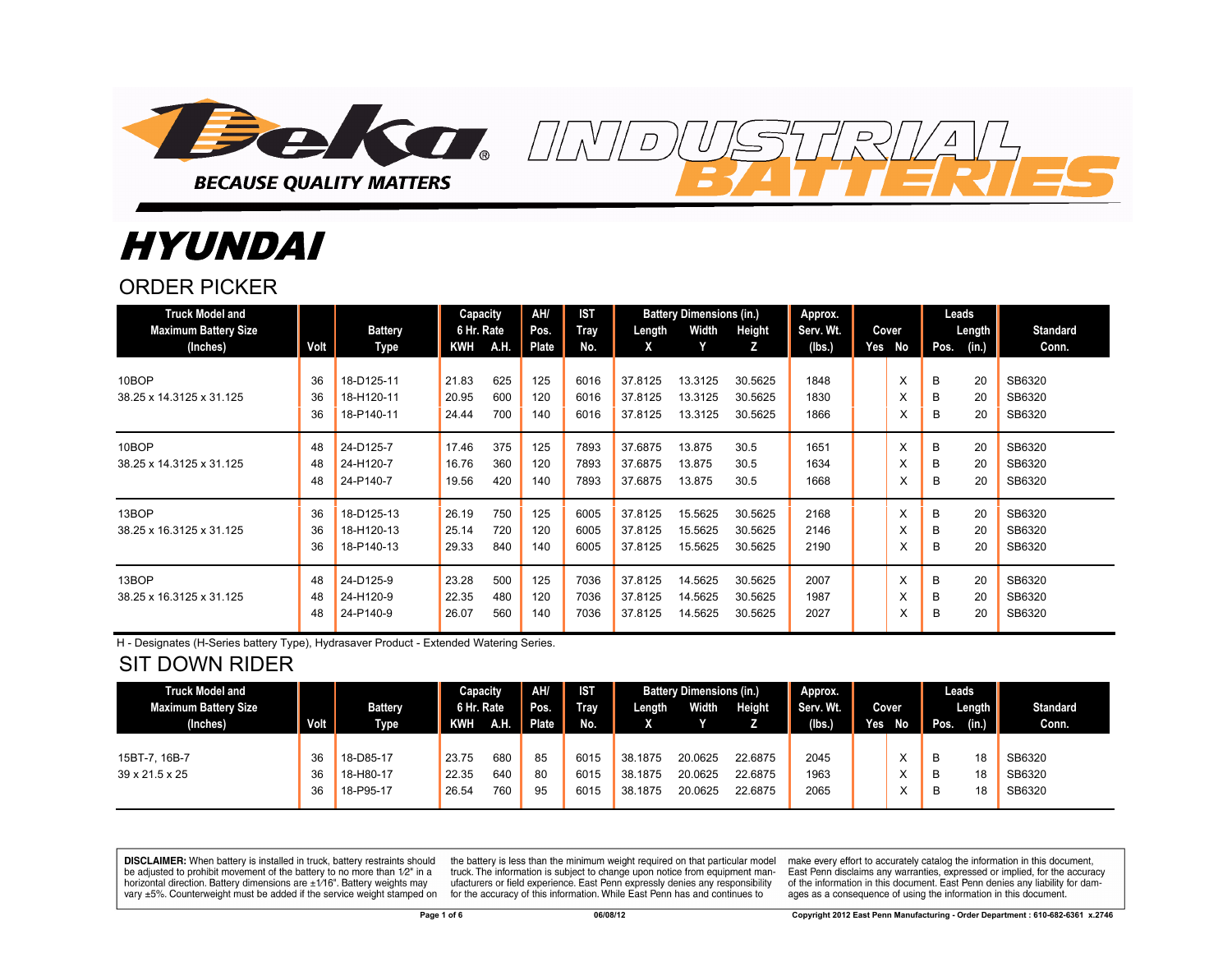# Deka INDUSTRIAL BATTERIES

BECAUSE QUALITY MATTERS

# HYUNDAI

## ORDER PICKER

| Truck Model and Maximum Battery Size (Inches) | Volt | Battery Type | Capacity 6 Hr. Rate KWH | Capacity 6 Hr. Rate A.H. | AH/ Pos. Plate | IST Tray No. | Battery Dimensions (in.) Length X | Width Y | Height Z | Approx. Serv. Wt. (lbs.) | Cover Yes | Cover No | Leads Pos. | Leads Length (in.) | Standard Conn. |
|---|---|---|---|---|---|---|---|---|---|---|---|---|---|---|---|
| 10BOP | 36 | 18-D125-11 | 21.83 | 625 | 125 | 6016 | 37.8125 | 13.3125 | 30.5625 | 1848 | | X | B | 20 | SB6320 |
| 38.25 x 14.3125 x 31.125 | 36 | 18-H120-11 | 20.95 | 600 | 120 | 6016 | 37.8125 | 13.3125 | 30.5625 | 1830 | | X | B | 20 | SB6320 |
| | 36 | 18-P140-11 | 24.44 | 700 | 140 | 6016 | 37.8125 | 13.3125 | 30.5625 | 1866 | | X | B | 20 | SB6320 |
| 10BOP | 48 | 24-D125-7 | 17.46 | 375 | 125 | 7893 | 37.6875 | 13.875 | 30.5 | 1651 | | X | B | 20 | SB6320 |
| 38.25 x 14.3125 x 31.125 | 48 | 24-H120-7 | 16.76 | 360 | 120 | 7893 | 37.6875 | 13.875 | 30.5 | 1634 | | X | B | 20 | SB6320 |
| | 48 | 24-P140-7 | 19.56 | 420 | 140 | 7893 | 37.6875 | 13.875 | 30.5 | 1668 | | X | B | 20 | SB6320 |
| 13BOP | 36 | 18-D125-13 | 26.19 | 750 | 125 | 6005 | 37.8125 | 15.5625 | 30.5625 | 2168 | | X | B | 20 | SB6320 |
| 38.25 x 16.3125 x 31.125 | 36 | 18-H120-13 | 25.14 | 720 | 120 | 6005 | 37.8125 | 15.5625 | 30.5625 | 2146 | | X | B | 20 | SB6320 |
| | 36 | 18-P140-13 | 29.33 | 840 | 140 | 6005 | 37.8125 | 15.5625 | 30.5625 | 2190 | | X | B | 20 | SB6320 |
| 13BOP | 48 | 24-D125-9 | 23.28 | 500 | 125 | 7036 | 37.8125 | 14.5625 | 30.5625 | 2007 | | X | B | 20 | SB6320 |
| 38.25 x 16.3125 x 31.125 | 48 | 24-H120-9 | 22.35 | 480 | 120 | 7036 | 37.8125 | 14.5625 | 30.5625 | 1987 | | X | B | 20 | SB6320 |
| | 48 | 24-P140-9 | 26.07 | 560 | 140 | 7036 | 37.8125 | 14.5625 | 30.5625 | 2027 | | X | B | 20 | SB6320 |

H - Designates (H-Series battery Type), Hydrasaver Product - Extended Watering Series.

## SIT DOWN RIDER

| Truck Model and Maximum Battery Size (Inches) | Volt | Battery Type | Capacity 6 Hr. Rate KWH | Capacity 6 Hr. Rate A.H. | AH/ Pos. Plate | IST Tray No. | Battery Dimensions (in.) Length X | Width Y | Height Z | Approx. Serv. Wt. (lbs.) | Cover Yes | Cover No | Leads Pos. | Leads Length (in.) | Standard Conn. |
|---|---|---|---|---|---|---|---|---|---|---|---|---|---|---|---|
| 15BT-7, 16B-7 | 36 | 18-D85-17 | 23.75 | 680 | 85 | 6015 | 38.1875 | 20.0625 | 22.6875 | 2045 | | X | B | 18 | SB6320 |
| 39 x 21.5 x 25 | 36 | 18-H80-17 | 22.35 | 640 | 80 | 6015 | 38.1875 | 20.0625 | 22.6875 | 1963 | | X | B | 18 | SB6320 |
| | 36 | 18-P95-17 | 26.54 | 760 | 95 | 6015 | 38.1875 | 20.0625 | 22.6875 | 2065 | | X | B | 18 | SB6320 |

**DISCLAIMER:** When battery is installed in truck, battery restraints should be adjusted to prohibit movement of the battery to no more than 1/2" in a horizontal direction. Battery dimensions are ±1/16". Battery weights may vary ±5%. Counterweight must be added if the service weight stamped on the battery is less than the minimum weight required on that particular model truck. The information is subject to change upon notice from equipment manufacturers or field experience. East Penn expressly denies any responsibility for the accuracy of this information. While East Penn has and continues to make every effort to accurately catalog the information in this document, East Penn disclaims any warranties, expressed or implied, for the accuracy of the information in this document. East Penn denies any liability for damages as a consequence of using the information in this document.

06/08/12

Copyright 2012 East Penn Manufacturing - Order Department : 610-682-6361 x.2746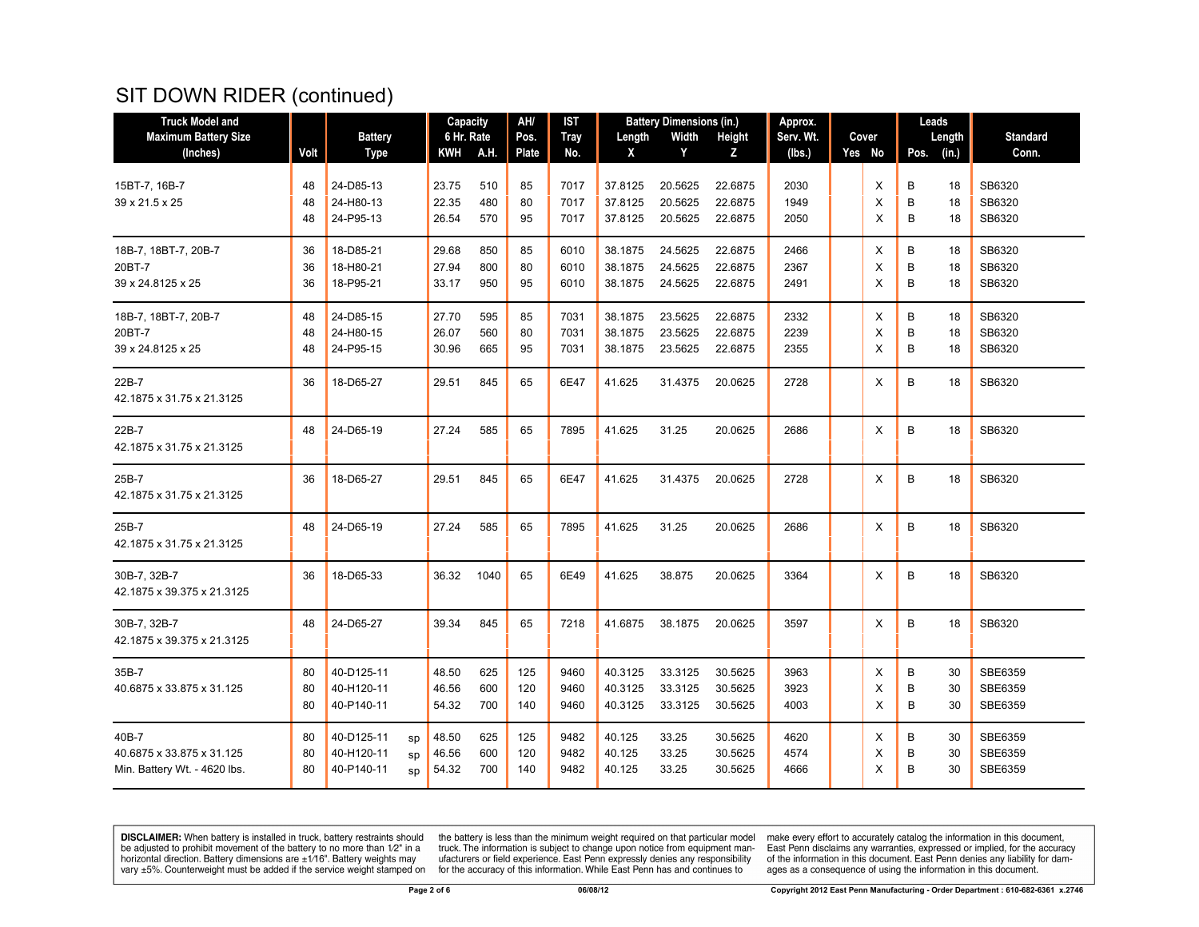# SIT DOWN RIDER (continued)

| Truck Model and Maximum Battery Size (Inches) | Volt | Battery Type | | Capacity 6 Hr. Rate | | AH/ Pos. Plate | IST Tray No. | Battery Dimensions (in.) | | | Approx. Serv. Wt. (lbs.) | Cover | | Leads | | Standard Conn. |
|---|---|---|---|---|---|---|---|---|---|---|---|---|---|---|---|---|
| | | | | KWH | A.H. | | | Length X | Width Y | Height Z | | Yes | No | Pos. | Length (in.) | |
| 15BT-7, 16B-7 | 48 | 24-D85-13 | | 23.75 | 510 | 85 | 7017 | 37.8125 | 20.5625 | 22.6875 | 2030 | | X | B | 18 | SB6320 |
| 39 x 21.5 x 25 | 48 | 24-H80-13 | | 22.35 | 480 | 80 | 7017 | 37.8125 | 20.5625 | 22.6875 | 1949 | | X | B | 18 | SB6320 |
| | 48 | 24-P95-13 | | 26.54 | 570 | 95 | 7017 | 37.8125 | 20.5625 | 22.6875 | 2050 | | X | B | 18 | SB6320 |
| 18B-7, 18BT-7, 20B-7 | 36 | 18-D85-21 | | 29.68 | 850 | 85 | 6010 | 38.1875 | 24.5625 | 22.6875 | 2466 | | X | B | 18 | SB6320 |
| 20BT-7 | 36 | 18-H80-21 | | 27.94 | 800 | 80 | 6010 | 38.1875 | 24.5625 | 22.6875 | 2367 | | X | B | 18 | SB6320 |
| 39 x 24.8125 x 25 | 36 | 18-P95-21 | | 33.17 | 950 | 95 | 6010 | 38.1875 | 24.5625 | 22.6875 | 2491 | | X | B | 18 | SB6320 |
| 18B-7, 18BT-7, 20B-7 | 48 | 24-D85-15 | | 27.70 | 595 | 85 | 7031 | 38.1875 | 23.5625 | 22.6875 | 2332 | | X | B | 18 | SB6320 |
| 20BT-7 | 48 | 24-H80-15 | | 26.07 | 560 | 80 | 7031 | 38.1875 | 23.5625 | 22.6875 | 2239 | | X | B | 18 | SB6320 |
| 39 x 24.8125 x 25 | 48 | 24-P95-15 | | 30.96 | 665 | 95 | 7031 | 38.1875 | 23.5625 | 22.6875 | 2355 | | X | B | 18 | SB6320 |
| 22B-7<br>42.1875 x 31.75 x 21.3125 | 36 | 18-D65-27 | | 29.51 | 845 | 65 | 6E47 | 41.625 | 31.4375 | 20.0625 | 2728 | | X | B | 18 | SB6320 |
| 22B-7<br>42.1875 x 31.75 x 21.3125 | 48 | 24-D65-19 | | 27.24 | 585 | 65 | 7895 | 41.625 | 31.25 | 20.0625 | 2686 | | X | B | 18 | SB6320 |
| 25B-7<br>42.1875 x 31.75 x 21.3125 | 36 | 18-D65-27 | | 29.51 | 845 | 65 | 6E47 | 41.625 | 31.4375 | 20.0625 | 2728 | | X | B | 18 | SB6320 |
| 25B-7<br>42.1875 x 31.75 x 21.3125 | 48 | 24-D65-19 | | 27.24 | 585 | 65 | 7895 | 41.625 | 31.25 | 20.0625 | 2686 | | X | B | 18 | SB6320 |
| 30B-7, 32B-7<br>42.1875 x 39.375 x 21.3125 | 36 | 18-D65-33 | | 36.32 | 1040 | 65 | 6E49 | 41.625 | 38.875 | 20.0625 | 3364 | | X | B | 18 | SB6320 |
| 30B-7, 32B-7<br>42.1875 x 39.375 x 21.3125 | 48 | 24-D65-27 | | 39.34 | 845 | 65 | 7218 | 41.6875 | 38.1875 | 20.0625 | 3597 | | X | B | 18 | SB6320 |
| 35B-7 | 80 | 40-D125-11 | | 48.50 | 625 | 125 | 9460 | 40.3125 | 33.3125 | 30.5625 | 3963 | | X | B | 30 | SBE6359 |
| 40.6875 x 33.875 x 31.125 | 80 | 40-H120-11 | | 46.56 | 600 | 120 | 9460 | 40.3125 | 33.3125 | 30.5625 | 3923 | | X | B | 30 | SBE6359 |
| | 80 | 40-P140-11 | | 54.32 | 700 | 140 | 9460 | 40.3125 | 33.3125 | 30.5625 | 4003 | | X | B | 30 | SBE6359 |
| 40B-7 | 80 | 40-D125-11 | sp | 48.50 | 625 | 125 | 9482 | 40.125 | 33.25 | 30.5625 | 4620 | | X | B | 30 | SBE6359 |
| 40.6875 x 33.875 x 31.125 | 80 | 40-H120-11 | sp | 46.56 | 600 | 120 | 9482 | 40.125 | 33.25 | 30.5625 | 4574 | | X | B | 30 | SBE6359 |
| Min. Battery Wt. - 4620 lbs. | 80 | 40-P140-11 | sp | 54.32 | 700 | 140 | 9482 | 40.125 | 33.25 | 30.5625 | 4666 | | X | B | 30 | SBE6359 |

**DISCLAIMER:** When battery is installed in truck, battery restraints should be adjusted to prohibit movement of the battery to no more than 1⁄2" in a horizontal direction. Battery dimensions are ±1⁄16". Battery weights may vary ±5%. Counterweight must be added if the service weight stamped on the battery is less than the minimum weight required on that particular model truck. The information is subject to change upon notice from equipment manufacturers or field experience. East Penn expressly denies any responsibility for the accuracy of this information. While East Penn has and continues to make every effort to accurately catalog the information in this document, East Penn disclaims any warranties, expressed or implied, for the accuracy of the information in this document. East Penn denies any liability for damages as a consequence of using the information in this document.

06/08/12 Copyright 2012 East Penn Manufacturing - Order Department : 610-682-6361 x.2746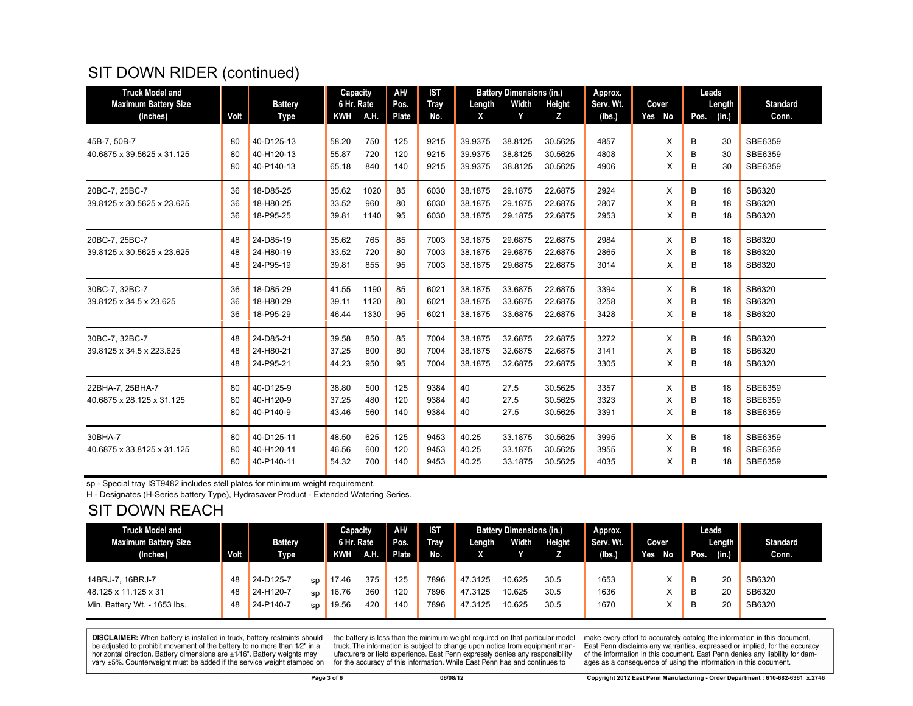## SIT DOWN RIDER (continued)

| Truck Model and Maximum Battery Size (Inches) | Volt | Battery Type | | Capacity 6 Hr. Rate KWH | A.H. | AH/ Pos. Plate | IST Tray No. | Battery Dimensions (in.) Length X | Width Y | Height Z | Approx. Serv. Wt. (lbs.) | Cover Yes | No | Leads Pos. | Length (in.) | Standard Conn. |
|---|---|---|---|---|---|---|---|---|---|---|---|---|---|---|---|---|
| 45B-7, 50B-7 | 80 | 40-D125-13 | | 58.20 | 750 | 125 | 9215 | 39.9375 | 38.8125 | 30.5625 | 4857 | | X | B | 30 | SBE6359 |
| 40.6875 x 39.5625 x 31.125 | 80 | 40-H120-13 | | 55.87 | 720 | 120 | 9215 | 39.9375 | 38.8125 | 30.5625 | 4808 | | X | B | 30 | SBE6359 |
| | 80 | 40-P140-13 | | 65.18 | 840 | 140 | 9215 | 39.9375 | 38.8125 | 30.5625 | 4906 | | X | B | 30 | SBE6359 |
| 20BC-7, 25BC-7 | 36 | 18-D85-25 | | 35.62 | 1020 | 85 | 6030 | 38.1875 | 29.1875 | 22.6875 | 2924 | | X | B | 18 | SB6320 |
| 39.8125 x 30.5625 x 23.625 | 36 | 18-H80-25 | | 33.52 | 960 | 80 | 6030 | 38.1875 | 29.1875 | 22.6875 | 2807 | | X | B | 18 | SB6320 |
| | 36 | 18-P95-25 | | 39.81 | 1140 | 95 | 6030 | 38.1875 | 29.1875 | 22.6875 | 2953 | | X | B | 18 | SB6320 |
| 20BC-7, 25BC-7 | 48 | 24-D85-19 | | 35.62 | 765 | 85 | 7003 | 38.1875 | 29.6875 | 22.6875 | 2984 | | X | B | 18 | SB6320 |
| 39.8125 x 30.5625 x 23.625 | 48 | 24-H80-19 | | 33.52 | 720 | 80 | 7003 | 38.1875 | 29.6875 | 22.6875 | 2865 | | X | B | 18 | SB6320 |
| | 48 | 24-P95-19 | | 39.81 | 855 | 95 | 7003 | 38.1875 | 29.6875 | 22.6875 | 3014 | | X | B | 18 | SB6320 |
| 30BC-7, 32BC-7 | 36 | 18-D85-29 | | 41.55 | 1190 | 85 | 6021 | 38.1875 | 33.6875 | 22.6875 | 3394 | | X | B | 18 | SB6320 |
| 39.8125 x 34.5 x 23.625 | 36 | 18-H80-29 | | 39.11 | 1120 | 80 | 6021 | 38.1875 | 33.6875 | 22.6875 | 3258 | | X | B | 18 | SB6320 |
| | 36 | 18-P95-29 | | 46.44 | 1330 | 95 | 6021 | 38.1875 | 33.6875 | 22.6875 | 3428 | | X | B | 18 | SB6320 |
| 30BC-7, 32BC-7 | 48 | 24-D85-21 | | 39.58 | 850 | 85 | 7004 | 38.1875 | 32.6875 | 22.6875 | 3272 | | X | B | 18 | SB6320 |
| 39.8125 x 34.5 x 223.625 | 48 | 24-H80-21 | | 37.25 | 800 | 80 | 7004 | 38.1875 | 32.6875 | 22.6875 | 3141 | | X | B | 18 | SB6320 |
| | 48 | 24-P95-21 | | 44.23 | 950 | 95 | 7004 | 38.1875 | 32.6875 | 22.6875 | 3305 | | X | B | 18 | SB6320 |
| 22BHA-7, 25BHA-7 | 80 | 40-D125-9 | | 38.80 | 500 | 125 | 9384 | 40 | 27.5 | 30.5625 | 3357 | | X | B | 18 | SBE6359 |
| 40.6875 x 28.125 x 31.125 | 80 | 40-H120-9 | | 37.25 | 480 | 120 | 9384 | 40 | 27.5 | 30.5625 | 3323 | | X | B | 18 | SBE6359 |
| | 80 | 40-P140-9 | | 43.46 | 560 | 140 | 9384 | 40 | 27.5 | 30.5625 | 3391 | | X | B | 18 | SBE6359 |
| 30BHA-7 | 80 | 40-D125-11 | | 48.50 | 625 | 125 | 9453 | 40.25 | 33.1875 | 30.5625 | 3995 | | X | B | 18 | SBE6359 |
| 40.6875 x 33.8125 x 31.125 | 80 | 40-H120-11 | | 46.56 | 600 | 120 | 9453 | 40.25 | 33.1875 | 30.5625 | 3955 | | X | B | 18 | SBE6359 |
| | 80 | 40-P140-11 | | 54.32 | 700 | 140 | 9453 | 40.25 | 33.1875 | 30.5625 | 4035 | | X | B | 18 | SBE6359 |

sp - Special tray IST9482 includes stell plates for minimum weight requirement.

H - Designates (H-Series battery Type), Hydrasaver Product - Extended Watering Series.

## SIT DOWN REACH

| Truck Model and Maximum Battery Size (Inches) | Volt | Battery Type | | Capacity 6 Hr. Rate KWH | A.H. | AH/ Pos. Plate | IST Tray No. | Battery Dimensions (in.) Length X | Width Y | Height Z | Approx. Serv. Wt. (lbs.) | Cover Yes | No | Leads Pos. | Length (in.) | Standard Conn. |
|---|---|---|---|---|---|---|---|---|---|---|---|---|---|---|---|---|
| 14BRJ-7, 16BRJ-7 | 48 | 24-D125-7 | sp | 17.46 | 375 | 125 | 7896 | 47.3125 | 10.625 | 30.5 | 1653 | | X | B | 20 | SB6320 |
| 48.125 x 11.125 x 31 | 48 | 24-H120-7 | sp | 16.76 | 360 | 120 | 7896 | 47.3125 | 10.625 | 30.5 | 1636 | | X | B | 20 | SB6320 |
| Min. Battery Wt. - 1653 lbs. | 48 | 24-P140-7 | sp | 19.56 | 420 | 140 | 7896 | 47.3125 | 10.625 | 30.5 | 1670 | | X | B | 20 | SB6320 |

**DISCLAIMER:** When battery is installed in truck, battery restraints should be adjusted to prohibit movement of the battery to no more than 1⁄2" in a horizontal direction. Battery dimensions are ±1⁄16". Battery weights may vary ±5%. Counterweight must be added if the service weight stamped on the battery is less than the minimum weight required on that particular model truck. The information is subject to change upon notice from equipment manufacturers or field experience. East Penn expressly denies any responsibility for the accuracy of this information. While East Penn has and continues to make every effort to accurately catalog the information in this document, East Penn disclaims any warranties, expressed or implied, for the accuracy of the information in this document. East Penn denies any liability for damages as a consequence of using the information in this document.

06/08/12

Copyright 2012 East Penn Manufacturing - Order Department : 610-682-6361 x.2746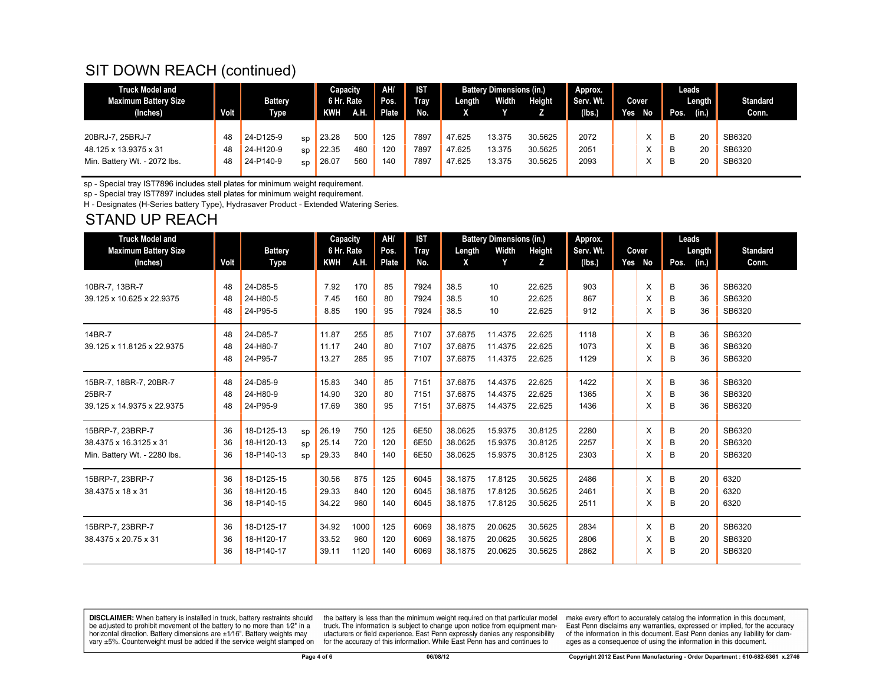## SIT DOWN REACH (continued)

| Truck Model and Maximum Battery Size (Inches) | Volt | Battery Type | | Capacity 6 Hr. Rate KWH | A.H. | AH/ Pos. Plate | IST Tray No. | Battery Dimensions (in.) Length X | Width Y | Height Z | Approx. Serv. Wt. (lbs.) | Cover Yes | No | Leads Pos. | Length (in.) | Standard Conn. |
|---|---|---|---|---|---|---|---|---|---|---|---|---|---|---|---|---|
| 20BRJ-7, 25BRJ-7 | 48 | 24-D125-9 | sp | 23.28 | 500 | 125 | 7897 | 47.625 | 13.375 | 30.5625 | 2072 | | X | B | 20 | SB6320 |
| 48.125 x 13.9375 x 31 | 48 | 24-H120-9 | sp | 22.35 | 480 | 120 | 7897 | 47.625 | 13.375 | 30.5625 | 2051 | | X | B | 20 | SB6320 |
| Min. Battery Wt. - 2072 lbs. | 48 | 24-P140-9 | sp | 26.07 | 560 | 140 | 7897 | 47.625 | 13.375 | 30.5625 | 2093 | | X | B | 20 | SB6320 |

sp - Special tray IST7896 includes stell plates for minimum weight requirement.
sp - Special tray IST7897 includes stell plates for minimum weight requirement.
H - Designates (H-Series battery Type), Hydrasaver Product - Extended Watering Series.

## STAND UP REACH

| Truck Model and Maximum Battery Size (Inches) | Volt | Battery Type | | Capacity 6 Hr. Rate KWH | A.H. | AH/ Pos. Plate | IST Tray No. | Battery Dimensions (in.) Length X | Width Y | Height Z | Approx. Serv. Wt. (lbs.) | Cover Yes | No | Leads Pos. | Length (in.) | Standard Conn. |
|---|---|---|---|---|---|---|---|---|---|---|---|---|---|---|---|---|
| 10BR-7, 13BR-7 | 48 | 24-D85-5 | | 7.92 | 170 | 85 | 7924 | 38.5 | 10 | 22.625 | 903 | | X | B | 36 | SB6320 |
| 39.125 x 10.625 x 22.9375 | 48 | 24-H80-5 | | 7.45 | 160 | 80 | 7924 | 38.5 | 10 | 22.625 | 867 | | X | B | 36 | SB6320 |
| | 48 | 24-P95-5 | | 8.85 | 190 | 95 | 7924 | 38.5 | 10 | 22.625 | 912 | | X | B | 36 | SB6320 |
| 14BR-7 | 48 | 24-D85-7 | | 11.87 | 255 | 85 | 7107 | 37.6875 | 11.4375 | 22.625 | 1118 | | X | B | 36 | SB6320 |
| 39.125 x 11.8125 x 22.9375 | 48 | 24-H80-7 | | 11.17 | 240 | 80 | 7107 | 37.6875 | 11.4375 | 22.625 | 1073 | | X | B | 36 | SB6320 |
| | 48 | 24-P95-7 | | 13.27 | 285 | 95 | 7107 | 37.6875 | 11.4375 | 22.625 | 1129 | | X | B | 36 | SB6320 |
| 15BR-7, 18BR-7, 20BR-7 | 48 | 24-D85-9 | | 15.83 | 340 | 85 | 7151 | 37.6875 | 14.4375 | 22.625 | 1422 | | X | B | 36 | SB6320 |
| 25BR-7 | 48 | 24-H80-9 | | 14.90 | 320 | 80 | 7151 | 37.6875 | 14.4375 | 22.625 | 1365 | | X | B | 36 | SB6320 |
| 39.125 x 14.9375 x 22.9375 | 48 | 24-P95-9 | | 17.69 | 380 | 95 | 7151 | 37.6875 | 14.4375 | 22.625 | 1436 | | X | B | 36 | SB6320 |
| 15BRP-7, 23BRP-7 | 36 | 18-D125-13 | sp | 26.19 | 750 | 125 | 6E50 | 38.0625 | 15.9375 | 30.8125 | 2280 | | X | B | 20 | SB6320 |
| 38.4375 x 16.3125 x 31 | 36 | 18-H120-13 | sp | 25.14 | 720 | 120 | 6E50 | 38.0625 | 15.9375 | 30.8125 | 2257 | | X | B | 20 | SB6320 |
| Min. Battery Wt. - 2280 lbs. | 36 | 18-P140-13 | sp | 29.33 | 840 | 140 | 6E50 | 38.0625 | 15.9375 | 30.8125 | 2303 | | X | B | 20 | SB6320 |
| 15BRP-7, 23BRP-7 | 36 | 18-D125-15 | | 30.56 | 875 | 125 | 6045 | 38.1875 | 17.8125 | 30.5625 | 2486 | | X | B | 20 | 6320 |
| 38.4375 x 18 x 31 | 36 | 18-H120-15 | | 29.33 | 840 | 120 | 6045 | 38.1875 | 17.8125 | 30.5625 | 2461 | | X | B | 20 | 6320 |
| | 36 | 18-P140-15 | | 34.22 | 980 | 140 | 6045 | 38.1875 | 17.8125 | 30.5625 | 2511 | | X | B | 20 | 6320 |
| 15BRP-7, 23BRP-7 | 36 | 18-D125-17 | | 34.92 | 1000 | 125 | 6069 | 38.1875 | 20.0625 | 30.5625 | 2834 | | X | B | 20 | SB6320 |
| 38.4375 x 20.75 x 31 | 36 | 18-H120-17 | | 33.52 | 960 | 120 | 6069 | 38.1875 | 20.0625 | 30.5625 | 2806 | | X | B | 20 | SB6320 |
| | 36 | 18-P140-17 | | 39.11 | 1120 | 140 | 6069 | 38.1875 | 20.0625 | 30.5625 | 2862 | | X | B | 20 | SB6320 |

**DISCLAIMER:** When battery is installed in truck, battery restraints should be adjusted to prohibit movement of the battery to no more than 1⁄2" in a horizontal direction. Battery dimensions are ±1⁄16". Battery weights may vary ±5%. Counterweight must be added if the service weight stamped on the battery is less than the minimum weight required on that particular model truck. The information is subject to change upon notice from equipment manufacturers or field experience. East Penn expressly denies any responsibility for the accuracy of this information. While East Penn has and continues to make every effort to accurately catalog the information in this document, East Penn disclaims any warranties, expressed or implied, for the accuracy of the information in this document. East Penn denies any liability for damages as a consequence of using the information in this document.

06/08/12

Copyright 2012 East Penn Manufacturing - Order Department : 610-682-6361 x.2746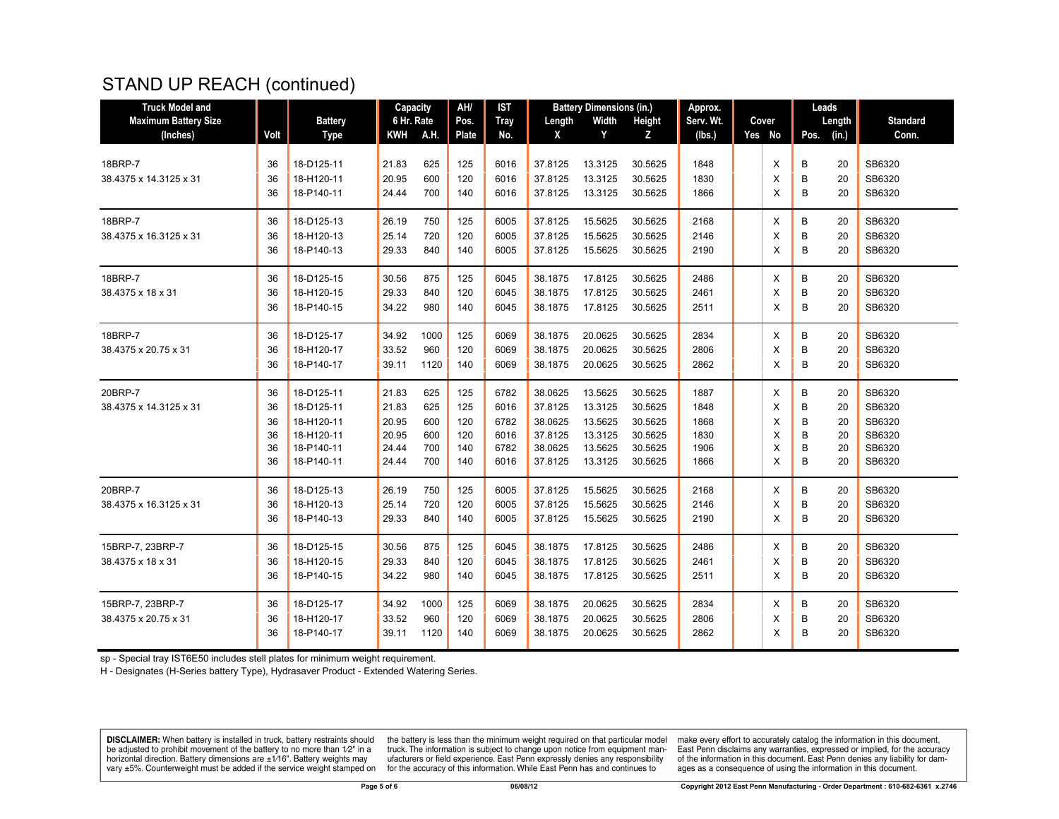# STAND UP REACH (continued)

| Truck Model and Maximum Battery Size (Inches) | Volt | Battery Type | Capacity 6 Hr. Rate KWH | A.H. | AH/ Pos. Plate | IST Tray No. | Battery Dimensions (in.) Length X | Width Y | Height Z | Approx. Serv. Wt. (lbs.) | Cover Yes | No | Leads Pos. | Length (in.) | Standard Conn. |
|---|---|---|---|---|---|---|---|---|---|---|---|---|---|---|---|
| 18BRP-7 | 36 | 18-D125-11 | 21.83 | 625 | 125 | 6016 | 37.8125 | 13.3125 | 30.5625 | 1848 | | X | B | 20 | SB6320 |
| 38.4375 x 14.3125 x 31 | 36 | 18-H120-11 | 20.95 | 600 | 120 | 6016 | 37.8125 | 13.3125 | 30.5625 | 1830 | | X | B | 20 | SB6320 |
| | 36 | 18-P140-11 | 24.44 | 700 | 140 | 6016 | 37.8125 | 13.3125 | 30.5625 | 1866 | | X | B | 20 | SB6320 |
| 18BRP-7 | 36 | 18-D125-13 | 26.19 | 750 | 125 | 6005 | 37.8125 | 15.5625 | 30.5625 | 2168 | | X | B | 20 | SB6320 |
| 38.4375 x 16.3125 x 31 | 36 | 18-H120-13 | 25.14 | 720 | 120 | 6005 | 37.8125 | 15.5625 | 30.5625 | 2146 | | X | B | 20 | SB6320 |
| | 36 | 18-P140-13 | 29.33 | 840 | 140 | 6005 | 37.8125 | 15.5625 | 30.5625 | 2190 | | X | B | 20 | SB6320 |
| 18BRP-7 | 36 | 18-D125-15 | 30.56 | 875 | 125 | 6045 | 38.1875 | 17.8125 | 30.5625 | 2486 | | X | B | 20 | SB6320 |
| 38.4375 x 18 x 31 | 36 | 18-H120-15 | 29.33 | 840 | 120 | 6045 | 38.1875 | 17.8125 | 30.5625 | 2461 | | X | B | 20 | SB6320 |
| | 36 | 18-P140-15 | 34.22 | 980 | 140 | 6045 | 38.1875 | 17.8125 | 30.5625 | 2511 | | X | B | 20 | SB6320 |
| 18BRP-7 | 36 | 18-D125-17 | 34.92 | 1000 | 125 | 6069 | 38.1875 | 20.0625 | 30.5625 | 2834 | | X | B | 20 | SB6320 |
| 38.4375 x 20.75 x 31 | 36 | 18-H120-17 | 33.52 | 960 | 120 | 6069 | 38.1875 | 20.0625 | 30.5625 | 2806 | | X | B | 20 | SB6320 |
| | 36 | 18-P140-17 | 39.11 | 1120 | 140 | 6069 | 38.1875 | 20.0625 | 30.5625 | 2862 | | X | B | 20 | SB6320 |
| 20BRP-7 | 36 | 18-D125-11 | 21.83 | 625 | 125 | 6782 | 38.0625 | 13.5625 | 30.5625 | 1887 | | X | B | 20 | SB6320 |
| 38.4375 x 14.3125 x 31 | 36 | 18-D125-11 | 21.83 | 625 | 125 | 6016 | 37.8125 | 13.3125 | 30.5625 | 1848 | | X | B | 20 | SB6320 |
| | 36 | 18-H120-11 | 20.95 | 600 | 120 | 6782 | 38.0625 | 13.5625 | 30.5625 | 1868 | | X | B | 20 | SB6320 |
| | 36 | 18-H120-11 | 20.95 | 600 | 120 | 6016 | 37.8125 | 13.3125 | 30.5625 | 1830 | | X | B | 20 | SB6320 |
| | 36 | 18-P140-11 | 24.44 | 700 | 140 | 6782 | 38.0625 | 13.5625 | 30.5625 | 1906 | | X | B | 20 | SB6320 |
| | 36 | 18-P140-11 | 24.44 | 700 | 140 | 6016 | 37.8125 | 13.3125 | 30.5625 | 1866 | | X | B | 20 | SB6320 |
| 20BRP-7 | 36 | 18-D125-13 | 26.19 | 750 | 125 | 6005 | 37.8125 | 15.5625 | 30.5625 | 2168 | | X | B | 20 | SB6320 |
| 38.4375 x 16.3125 x 31 | 36 | 18-H120-13 | 25.14 | 720 | 120 | 6005 | 37.8125 | 15.5625 | 30.5625 | 2146 | | X | B | 20 | SB6320 |
| | 36 | 18-P140-13 | 29.33 | 840 | 140 | 6005 | 37.8125 | 15.5625 | 30.5625 | 2190 | | X | B | 20 | SB6320 |
| 15BRP-7, 23BRP-7 | 36 | 18-D125-15 | 30.56 | 875 | 125 | 6045 | 38.1875 | 17.8125 | 30.5625 | 2486 | | X | B | 20 | SB6320 |
| 38.4375 x 18 x 31 | 36 | 18-H120-15 | 29.33 | 840 | 120 | 6045 | 38.1875 | 17.8125 | 30.5625 | 2461 | | X | B | 20 | SB6320 |
| | 36 | 18-P140-15 | 34.22 | 980 | 140 | 6045 | 38.1875 | 17.8125 | 30.5625 | 2511 | | X | B | 20 | SB6320 |
| 15BRP-7, 23BRP-7 | 36 | 18-D125-17 | 34.92 | 1000 | 125 | 6069 | 38.1875 | 20.0625 | 30.5625 | 2834 | | X | B | 20 | SB6320 |
| 38.4375 x 20.75 x 31 | 36 | 18-H120-17 | 33.52 | 960 | 120 | 6069 | 38.1875 | 20.0625 | 30.5625 | 2806 | | X | B | 20 | SB6320 |
| | 36 | 18-P140-17 | 39.11 | 1120 | 140 | 6069 | 38.1875 | 20.0625 | 30.5625 | 2862 | | X | B | 20 | SB6320 |

sp - Special tray IST6E50 includes stell plates for minimum weight requirement.

H - Designates (H-Series battery Type), Hydrasaver Product - Extended Watering Series.

**DISCLAIMER:** When battery is installed in truck, battery restraints should be adjusted to prohibit movement of the battery to no more than 1⁄2" in a horizontal direction. Battery dimensions are ±1⁄16". Battery weights may vary ±5%. Counterweight must be added if the service weight stamped on the battery is less than the minimum weight required on that particular model truck. The information is subject to change upon notice from equipment manufacturers or field experience. East Penn expressly denies any responsibility for the accuracy of this information. While East Penn has and continues to make every effort to accurately catalog the information in this document, East Penn disclaims any warranties, expressed or implied, for the accuracy of the information in this document. East Penn denies any liability for damages as a consequence of using the information in this document.

06/08/12

Copyright 2012 East Penn Manufacturing - Order Department : 610-682-6361 x.2746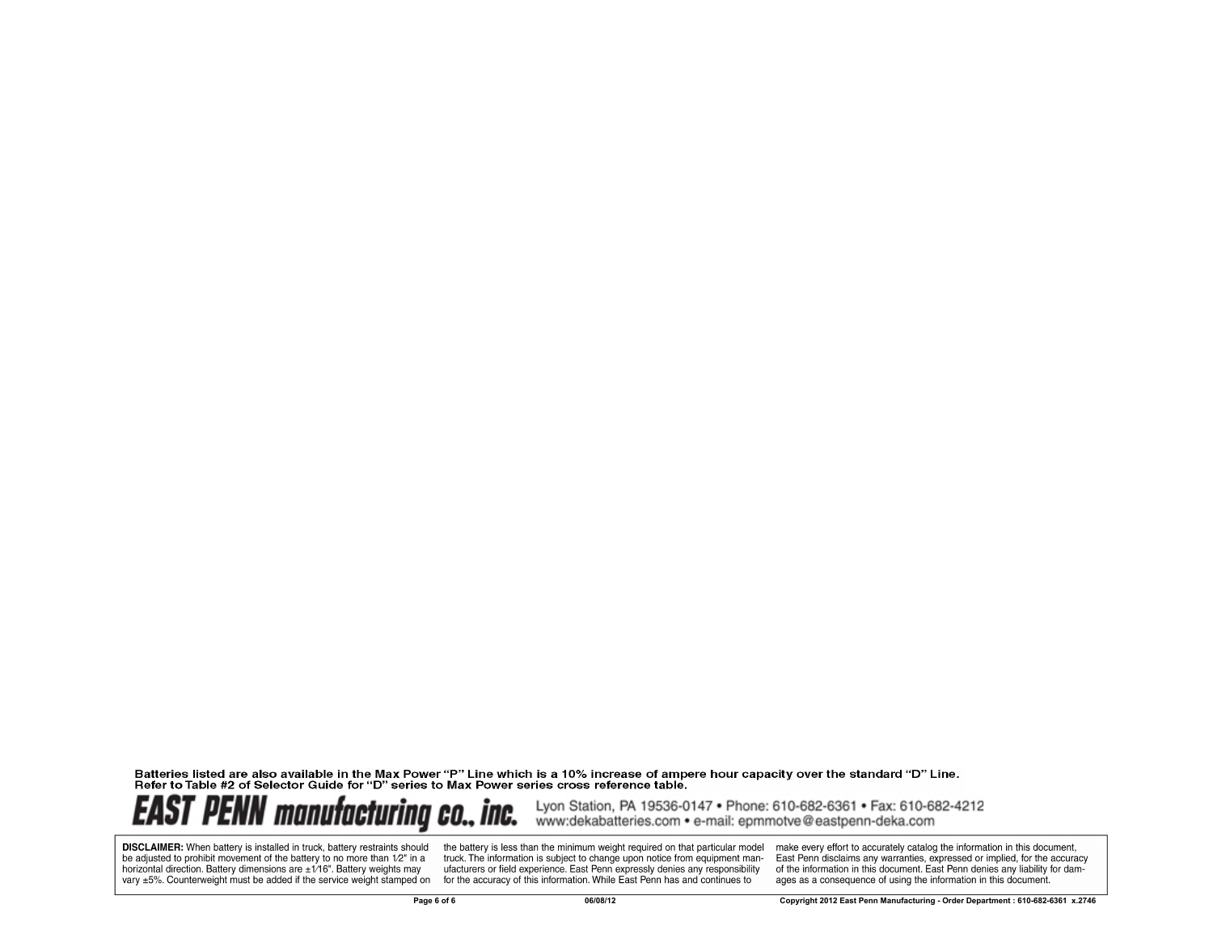**Batteries listed are also available in the Max Power "P" Line which is a 10% increase of ampere hour capacity over the standard "D" Line.**
**Refer to Table #2 of Selector Guide for "D" series to Max Power series cross reference table.**

**EAST PENN manufacturing co., inc.** Lyon Station, PA 19536-0147 • Phone: 610-682-6361 • Fax: 610-682-4212
www:dekabatteries.com • e-mail: epmmotve@eastpenn-deka.com

**DISCLAIMER:** When battery is installed in truck, battery restraints should be adjusted to prohibit movement of the battery to no more than 1⁄2" in a horizontal direction. Battery dimensions are ±1⁄16". Battery weights may vary ±5%. Counterweight must be added if the service weight stamped on the battery is less than the minimum weight required on that particular model truck. The information is subject to change upon notice from equipment manufacturers or field experience. East Penn expressly denies any responsibility for the accuracy of this information. While East Penn has and continues to make every effort to accurately catalog the information in this document, East Penn disclaims any warranties, expressed or implied, for the accuracy of the information in this document. East Penn denies any liability for damages as a consequence of using the information in this document.

06/08/12 Copyright 2012 East Penn Manufacturing - Order Department : 610-682-6361 x.2746